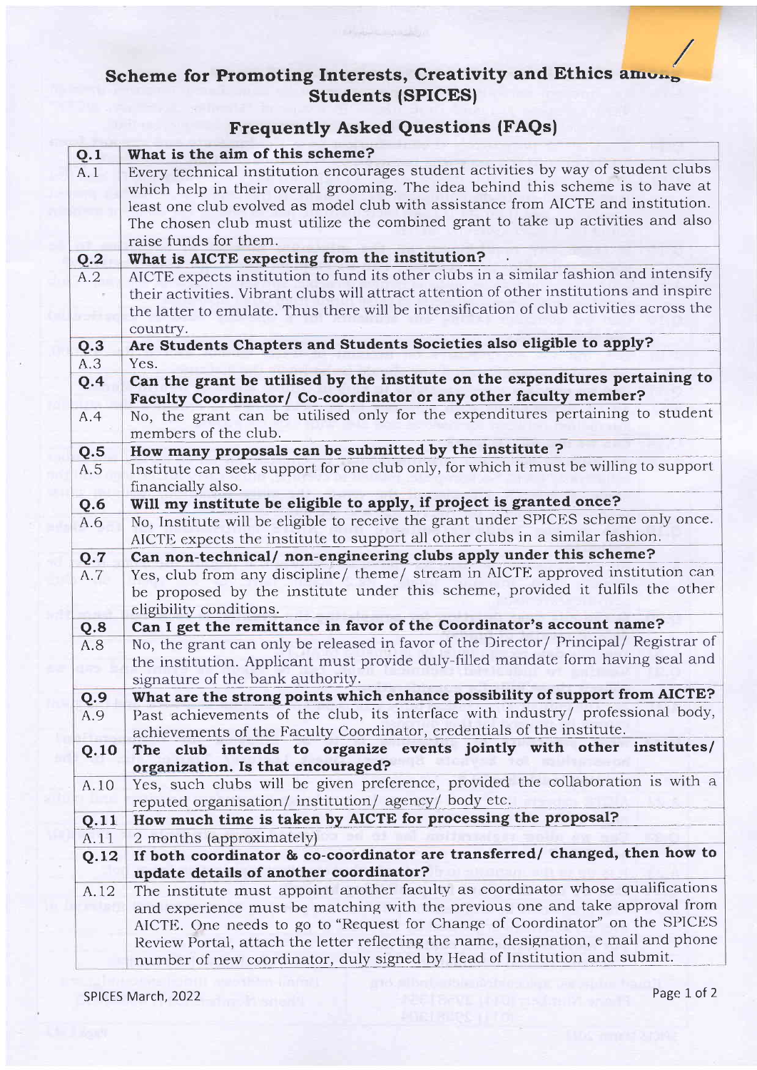# Scheme for Promoting Interests, Creativity and Ethics among Students (SPICES)

## Frequently Asked Questions (FAQs)

| | |
|---|---|
| **Q.1** | **What is the aim of this scheme?** |
| A.1 | Every technical institution encourages student activities by way of student clubs which help in their overall grooming. The idea behind this scheme is to have at least one club evolved as model club with assistance from AICTE and institution. The chosen club must utilize the combined grant to take up activities and also raise funds for them. |
| **Q.2** | **What is AICTE expecting from the institution?** |
| A.2 | AICTE expects institution to fund its other clubs in a similar fashion and intensify their activities. Vibrant clubs will attract attention of other institutions and inspire the latter to emulate. Thus there will be intensification of club activities across the country. |
| **Q.3** | **Are Students Chapters and Students Societies also eligible to apply?** |
| A.3 | Yes. |
| **Q.4** | **Can the grant be utilised by the institute on the expenditures pertaining to Faculty Coordinator/ Co-coordinator or any other faculty member?** |
| A.4 | No, the grant can be utilised only for the expenditures pertaining to student members of the club. |
| **Q.5** | **How many proposals can be submitted by the institute ?** |
| A.5 | Institute can seek support for one club only, for which it must be willing to support financially also. |
| **Q.6** | **Will my institute be eligible to apply, if project is granted once?** |
| A.6 | No, Institute will be eligible to receive the grant under SPICES scheme only once. AICTE expects the institute to support all other clubs in a similar fashion. |
| **Q.7** | **Can non-technical/ non-engineering clubs apply under this scheme?** |
| A.7 | Yes, club from any discipline/ theme/ stream in AICTE approved institution can be proposed by the institute under this scheme, provided it fulfils the other eligibility conditions. |
| **Q.8** | **Can I get the remittance in favor of the Coordinator's account name?** |
| A.8 | No, the grant can only be released in favor of the Director/ Principal/ Registrar of the institution. Applicant must provide duly-filled mandate form having seal and signature of the bank authority. |
| **Q.9** | **What are the strong points which enhance possibility of support from AICTE?** |
| A.9 | Past achievements of the club, its interface with industry/ professional body, achievements of the Faculty Coordinator, credentials of the institute. |
| **Q.10** | **The club intends to organize events jointly with other institutes/ organization. Is that encouraged?** |
| A.10 | Yes, such clubs will be given preference, provided the collaboration is with a reputed organisation/ institution/ agency/ body etc. |
| **Q.11** | **How much time is taken by AICTE for processing the proposal?** |
| A.11 | 2 months (approximately) |
| **Q.12** | **If both coordinator & co-coordinator are transferred/ changed, then how to update details of another coordinator?** |
| A.12 | The institute must appoint another faculty as coordinator whose qualifications and experience must be matching with the previous one and take approval from AICTE. One needs to go to "Request for Change of Coordinator" on the SPICES Review Portal, attach the letter reflecting the name, designation, e mail and phone number of new coordinator, duly signed by Head of Institution and submit. |

SPICES March, 2022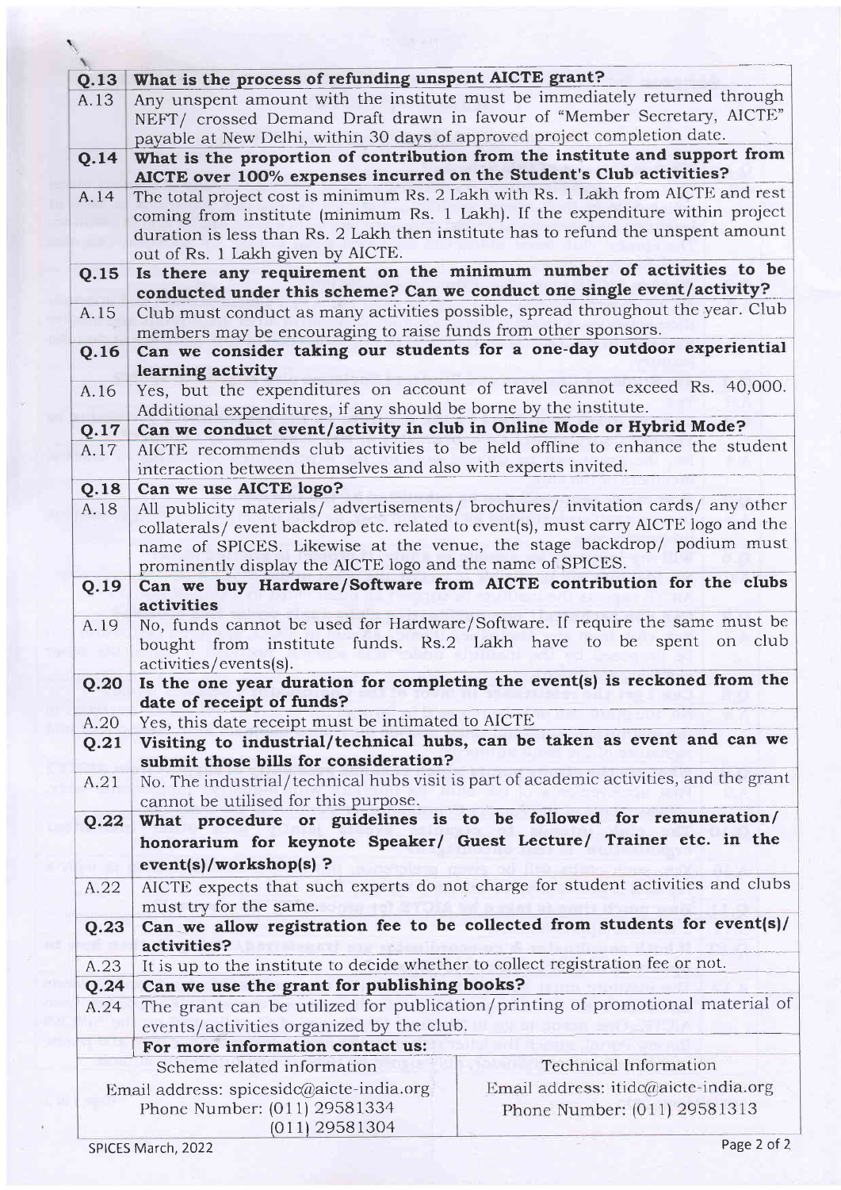| | |
|---|---|
| **Q.13** | **What is the process of refunding unspent AICTE grant?** |
| A.13 | Any unspent amount with the institute must be immediately returned through NEFT/ crossed Demand Draft drawn in favour of "Member Secretary, AICTE" payable at New Delhi, within 30 days of approved project completion date. |
| **Q.14** | **What is the proportion of contribution from the institute and support from AICTE over 100% expenses incurred on the Student's Club activities?** |
| A.14 | The total project cost is minimum Rs. 2 Lakh with Rs. 1 Lakh from AICTE and rest coming from institute (minimum Rs. 1 Lakh). If the expenditure within project duration is less than Rs. 2 Lakh then institute has to refund the unspent amount out of Rs. 1 Lakh given by AICTE. |
| **Q.15** | **Is there any requirement on the minimum number of activities to be conducted under this scheme? Can we conduct one single event/activity?** |
| A.15 | Club must conduct as many activities possible, spread throughout the year. Club members may be encouraging to raise funds from other sponsors. |
| **Q.16** | **Can we consider taking our students for a one-day outdoor experiential learning activity** |
| A.16 | Yes, but the expenditures on account of travel cannot exceed Rs. 40,000. Additional expenditures, if any should be borne by the institute. |
| **Q.17** | **Can we conduct event/activity in club in Online Mode or Hybrid Mode?** |
| A.17 | AICTE recommends club activities to be held offline to enhance the student interaction between themselves and also with experts invited. |
| **Q.18** | **Can we use AICTE logo?** |
| A.18 | All publicity materials/ advertisements/ brochures/ invitation cards/ any other collaterals/ event backdrop etc. related to event(s), must carry AICTE logo and the name of SPICES. Likewise at the venue, the stage backdrop/ podium must prominently display the AICTE logo and the name of SPICES. |
| **Q.19** | **Can we buy Hardware/Software from AICTE contribution for the clubs activities** |
| A.19 | No, funds cannot be used for Hardware/Software. If require the same must be bought from institute funds. Rs.2 Lakh have to be spent on club activities/events(s). |
| **Q.20** | **Is the one year duration for completing the event(s) is reckoned from the date of receipt of funds?** |
| A.20 | Yes, this date receipt must be intimated to AICTE |
| **Q.21** | **Visiting to industrial/technical hubs, can be taken as event and can we submit those bills for consideration?** |
| A.21 | No. The industrial/technical hubs visit is part of academic activities, and the grant cannot be utilised for this purpose. |
| **Q.22** | **What procedure or guidelines is to be followed for remuneration/ honorarium for keynote Speaker/ Guest Lecture/ Trainer etc. in the event(s)/workshop(s) ?** |
| A.22 | AICTE expects that such experts do not charge for student activities and clubs must try for the same. |
| **Q.23** | **Can we allow registration fee to be collected from students for event(s)/ activities?** |
| A.23 | It is up to the institute to decide whether to collect registration fee or not. |
| **Q.24** | **Can we use the grant for publishing books?** |
| A.24 | The grant can be utilized for publication/printing of promotional material of events/activities organized by the club. |

**For more information contact us:**

| Scheme related information | Technical Information |
|---|---|
| Email address: spicesidc@aicte-india.org | Email address: itidc@aicte-india.org |
| Phone Number: (011) 29581334 | Phone Number: (011) 29581313 |
| (011) 29581304 | |

SPICES March, 2022